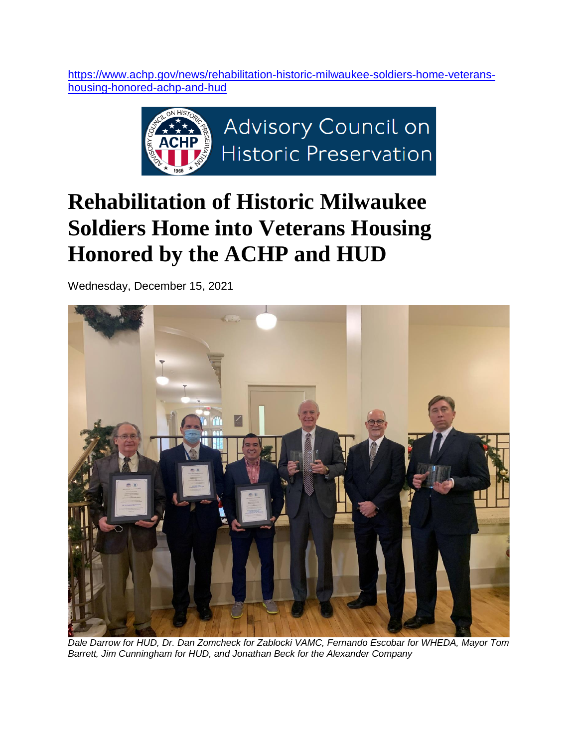https://www.achp.gov/news/rehabilitation-historic-milwaukee-soldiers-home-veterans-housing-honored-achp-and-hud

Advisory Council on Historic Preservation

# Rehabilitation of Historic Milwaukee Soldiers Home into Veterans Housing Honored by the ACHP and HUD

Wednesday, December 15, 2021

*Dale Darrow for HUD, Dr. Dan Zomcheck for Zablocki VAMC, Fernando Escobar for WHEDA, Mayor Tom Barrett, Jim Cunningham for HUD, and Jonathan Beck for the Alexander Company*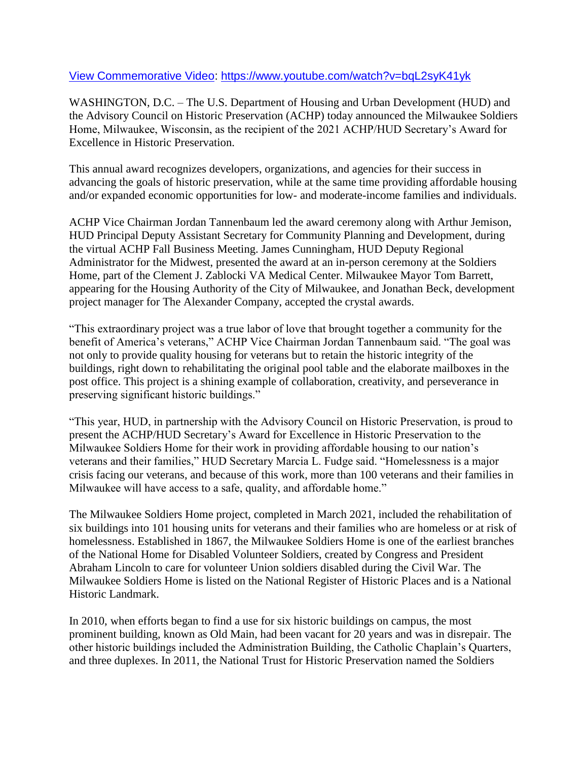[View Commemorative Video](https://www.youtube.com/watch?v=bqL2syK41yk): https://www.youtube.com/watch?v=bqL2syK41yk

WASHINGTON, D.C. – The U.S. Department of Housing and Urban Development (HUD) and the Advisory Council on Historic Preservation (ACHP) today announced the Milwaukee Soldiers Home, Milwaukee, Wisconsin, as the recipient of the 2021 ACHP/HUD Secretary's Award for Excellence in Historic Preservation.

This annual award recognizes developers, organizations, and agencies for their success in advancing the goals of historic preservation, while at the same time providing affordable housing and/or expanded economic opportunities for low- and moderate-income families and individuals.

ACHP Vice Chairman Jordan Tannenbaum led the award ceremony along with Arthur Jemison, HUD Principal Deputy Assistant Secretary for Community Planning and Development, during the virtual ACHP Fall Business Meeting. James Cunningham, HUD Deputy Regional Administrator for the Midwest, presented the award at an in-person ceremony at the Soldiers Home, part of the Clement J. Zablocki VA Medical Center. Milwaukee Mayor Tom Barrett, appearing for the Housing Authority of the City of Milwaukee, and Jonathan Beck, development project manager for The Alexander Company, accepted the crystal awards.

"This extraordinary project was a true labor of love that brought together a community for the benefit of America's veterans," ACHP Vice Chairman Jordan Tannenbaum said. "The goal was not only to provide quality housing for veterans but to retain the historic integrity of the buildings, right down to rehabilitating the original pool table and the elaborate mailboxes in the post office. This project is a shining example of collaboration, creativity, and perseverance in preserving significant historic buildings."

"This year, HUD, in partnership with the Advisory Council on Historic Preservation, is proud to present the ACHP/HUD Secretary's Award for Excellence in Historic Preservation to the Milwaukee Soldiers Home for their work in providing affordable housing to our nation's veterans and their families," HUD Secretary Marcia L. Fudge said. "Homelessness is a major crisis facing our veterans, and because of this work, more than 100 veterans and their families in Milwaukee will have access to a safe, quality, and affordable home."

The Milwaukee Soldiers Home project, completed in March 2021, included the rehabilitation of six buildings into 101 housing units for veterans and their families who are homeless or at risk of homelessness. Established in 1867, the Milwaukee Soldiers Home is one of the earliest branches of the National Home for Disabled Volunteer Soldiers, created by Congress and President Abraham Lincoln to care for volunteer Union soldiers disabled during the Civil War. The Milwaukee Soldiers Home is listed on the National Register of Historic Places and is a National Historic Landmark.

In 2010, when efforts began to find a use for six historic buildings on campus, the most prominent building, known as Old Main, had been vacant for 20 years and was in disrepair. The other historic buildings included the Administration Building, the Catholic Chaplain's Quarters, and three duplexes. In 2011, the National Trust for Historic Preservation named the Soldiers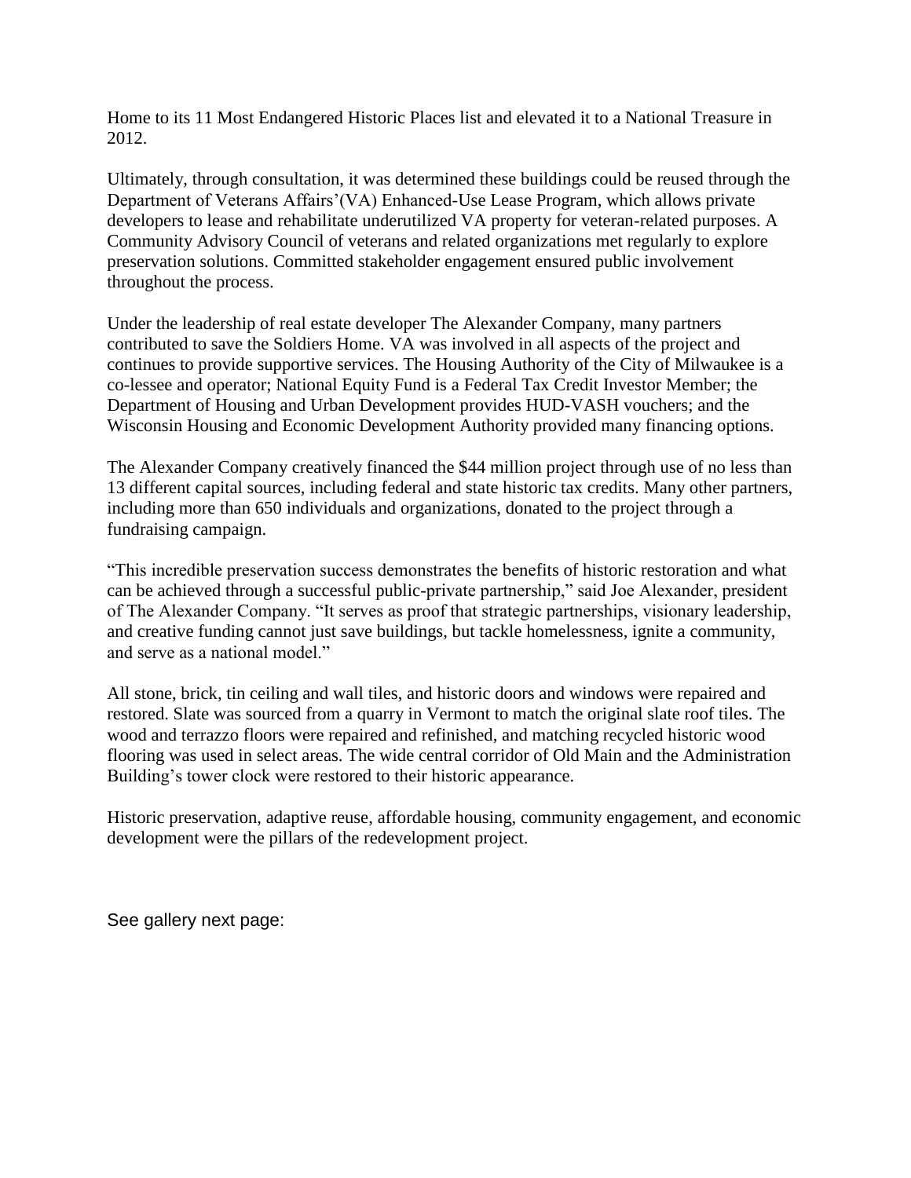Home to its 11 Most Endangered Historic Places list and elevated it to a National Treasure in 2012.

Ultimately, through consultation, it was determined these buildings could be reused through the Department of Veterans Affairs'(VA) Enhanced-Use Lease Program, which allows private developers to lease and rehabilitate underutilized VA property for veteran-related purposes. A Community Advisory Council of veterans and related organizations met regularly to explore preservation solutions. Committed stakeholder engagement ensured public involvement throughout the process.

Under the leadership of real estate developer The Alexander Company, many partners contributed to save the Soldiers Home. VA was involved in all aspects of the project and continues to provide supportive services. The Housing Authority of the City of Milwaukee is a co-lessee and operator; National Equity Fund is a Federal Tax Credit Investor Member; the Department of Housing and Urban Development provides HUD-VASH vouchers; and the Wisconsin Housing and Economic Development Authority provided many financing options.

The Alexander Company creatively financed the $44 million project through use of no less than 13 different capital sources, including federal and state historic tax credits. Many other partners, including more than 650 individuals and organizations, donated to the project through a fundraising campaign.

"This incredible preservation success demonstrates the benefits of historic restoration and what can be achieved through a successful public-private partnership," said Joe Alexander, president of The Alexander Company. "It serves as proof that strategic partnerships, visionary leadership, and creative funding cannot just save buildings, but tackle homelessness, ignite a community, and serve as a national model."

All stone, brick, tin ceiling and wall tiles, and historic doors and windows were repaired and restored. Slate was sourced from a quarry in Vermont to match the original slate roof tiles. The wood and terrazzo floors were repaired and refinished, and matching recycled historic wood flooring was used in select areas. The wide central corridor of Old Main and the Administration Building's tower clock were restored to their historic appearance.

Historic preservation, adaptive reuse, affordable housing, community engagement, and economic development were the pillars of the redevelopment project.

See gallery next page: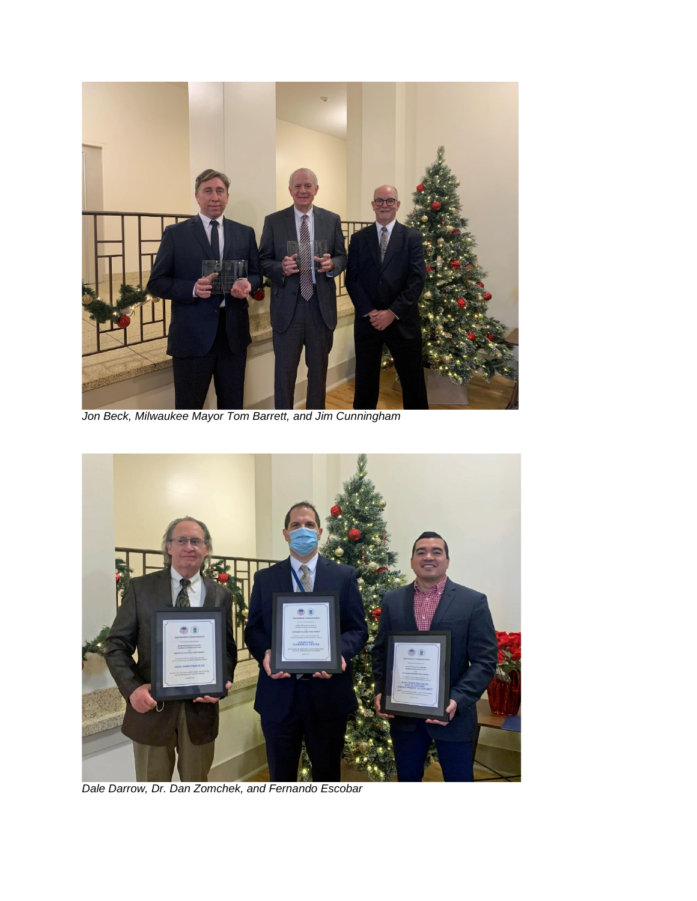*Jon Beck, Milwaukee Mayor Tom Barrett, and Jim Cunningham*

*Dale Darrow, Dr. Dan Zomchek, and Fernando Escobar*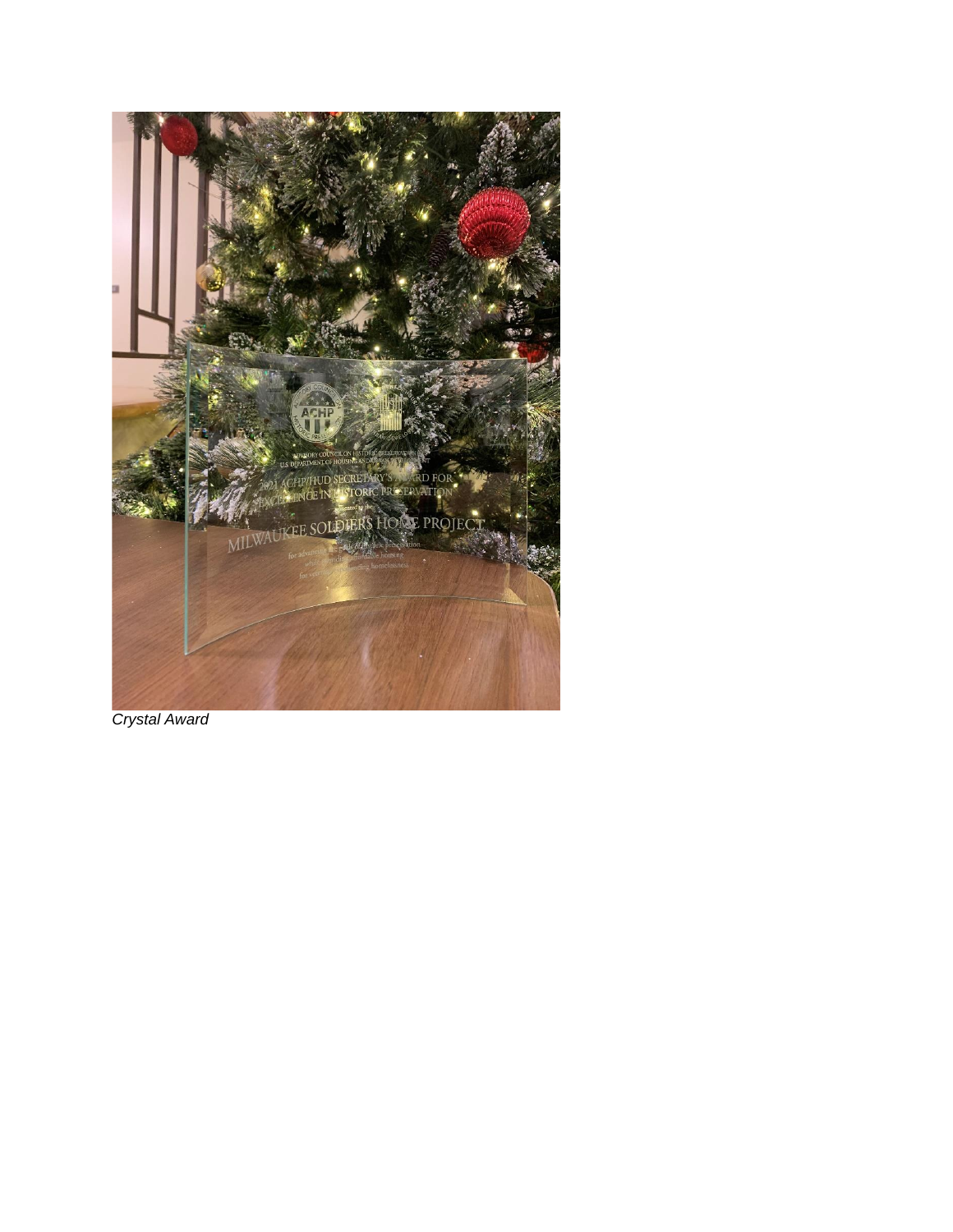*Crystal Award*